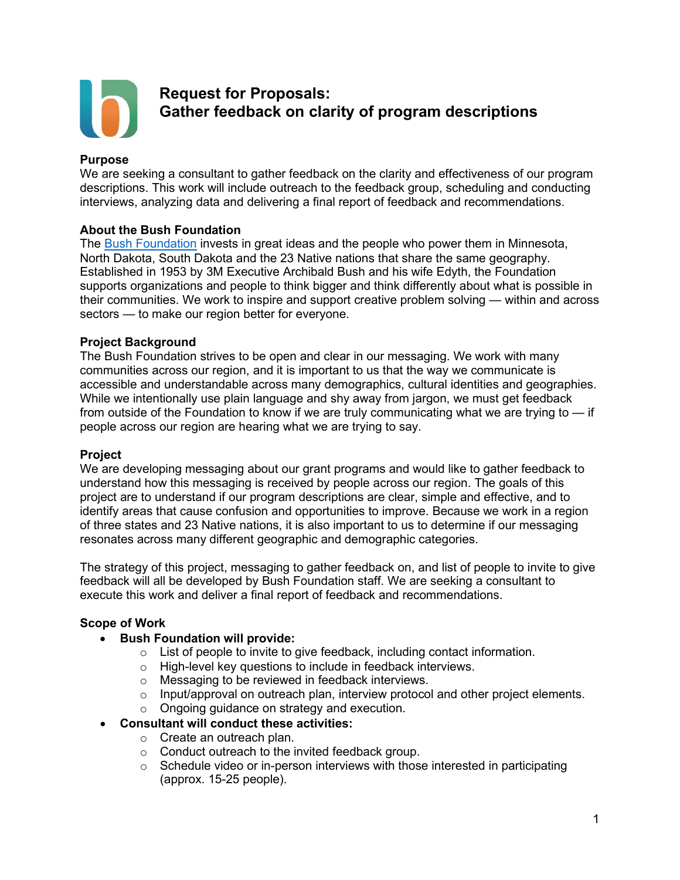# Request for Proposals: Gather feedback on clarity of program descriptions

**Purpose**

We are seeking a consultant to gather feedback on the clarity and effectiveness of our program descriptions. This work will include outreach to the feedback group, scheduling and conducting interviews, analyzing data and delivering a final report of feedback and recommendations.

**About the Bush Foundation**

The Bush Foundation invests in great ideas and the people who power them in Minnesota, North Dakota, South Dakota and the 23 Native nations that share the same geography. Established in 1953 by 3M Executive Archibald Bush and his wife Edyth, the Foundation supports organizations and people to think bigger and think differently about what is possible in their communities. We work to inspire and support creative problem solving — within and across sectors — to make our region better for everyone.

**Project Background**

The Bush Foundation strives to be open and clear in our messaging. We work with many communities across our region, and it is important to us that the way we communicate is accessible and understandable across many demographics, cultural identities and geographies. While we intentionally use plain language and shy away from jargon, we must get feedback from outside of the Foundation to know if we are truly communicating what we are trying to — if people across our region are hearing what we are trying to say.

**Project**

We are developing messaging about our grant programs and would like to gather feedback to understand how this messaging is received by people across our region. The goals of this project are to understand if our program descriptions are clear, simple and effective, and to identify areas that cause confusion and opportunities to improve. Because we work in a region of three states and 23 Native nations, it is also important to us to determine if our messaging resonates across many different geographic and demographic categories.

The strategy of this project, messaging to gather feedback on, and list of people to invite to give feedback will all be developed by Bush Foundation staff. We are seeking a consultant to execute this work and deliver a final report of feedback and recommendations.

**Scope of Work**

- **Bush Foundation will provide:**
  - List of people to invite to give feedback, including contact information.
  - High-level key questions to include in feedback interviews.
  - Messaging to be reviewed in feedback interviews.
  - Input/approval on outreach plan, interview protocol and other project elements.
  - Ongoing guidance on strategy and execution.
- **Consultant will conduct these activities:**
  - Create an outreach plan.
  - Conduct outreach to the invited feedback group.
  - Schedule video or in-person interviews with those interested in participating (approx. 15-25 people).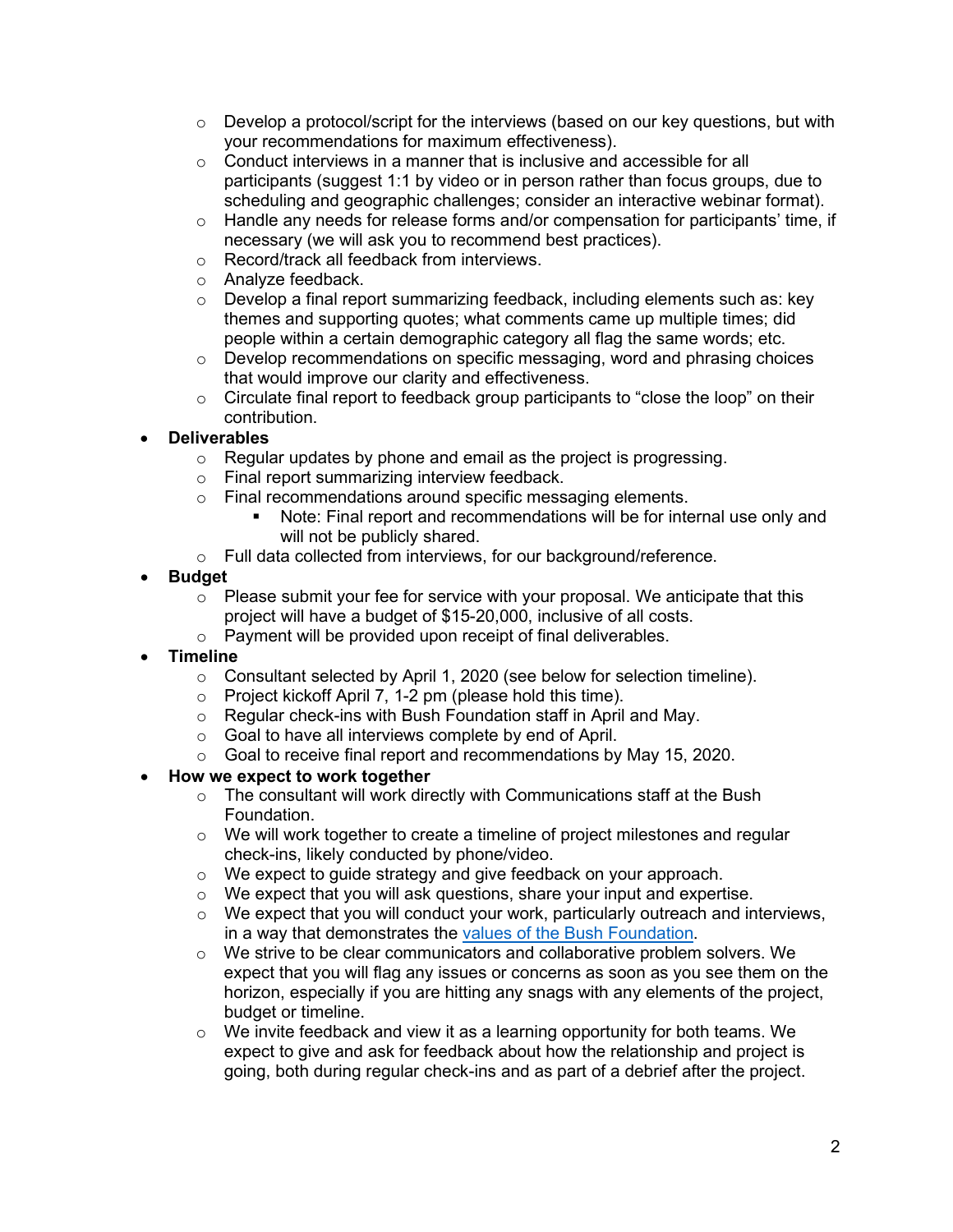- Develop a protocol/script for the interviews (based on our key questions, but with your recommendations for maximum effectiveness).
  - Conduct interviews in a manner that is inclusive and accessible for all participants (suggest 1:1 by video or in person rather than focus groups, due to scheduling and geographic challenges; consider an interactive webinar format).
  - Handle any needs for release forms and/or compensation for participants' time, if necessary (we will ask you to recommend best practices).
  - Record/track all feedback from interviews.
  - Analyze feedback.
  - Develop a final report summarizing feedback, including elements such as: key themes and supporting quotes; what comments came up multiple times; did people within a certain demographic category all flag the same words; etc.
  - Develop recommendations on specific messaging, word and phrasing choices that would improve our clarity and effectiveness.
  - Circulate final report to feedback group participants to "close the loop" on their contribution.
- **Deliverables**
  - Regular updates by phone and email as the project is progressing.
  - Final report summarizing interview feedback.
  - Final recommendations around specific messaging elements.
    - Note: Final report and recommendations will be for internal use only and will not be publicly shared.
  - Full data collected from interviews, for our background/reference.
- **Budget**
  - Please submit your fee for service with your proposal. We anticipate that this project will have a budget of $15-20,000, inclusive of all costs.
  - Payment will be provided upon receipt of final deliverables.
- **Timeline**
  - Consultant selected by April 1, 2020 (see below for selection timeline).
  - Project kickoff April 7, 1-2 pm (please hold this time).
  - Regular check-ins with Bush Foundation staff in April and May.
  - Goal to have all interviews complete by end of April.
  - Goal to receive final report and recommendations by May 15, 2020.
- **How we expect to work together**
  - The consultant will work directly with Communications staff at the Bush Foundation.
  - We will work together to create a timeline of project milestones and regular check-ins, likely conducted by phone/video.
  - We expect to guide strategy and give feedback on your approach.
  - We expect that you will ask questions, share your input and expertise.
  - We expect that you will conduct your work, particularly outreach and interviews, in a way that demonstrates the values of the Bush Foundation.
  - We strive to be clear communicators and collaborative problem solvers. We expect that you will flag any issues or concerns as soon as you see them on the horizon, especially if you are hitting any snags with any elements of the project, budget or timeline.
  - We invite feedback and view it as a learning opportunity for both teams. We expect to give and ask for feedback about how the relationship and project is going, both during regular check-ins and as part of a debrief after the project.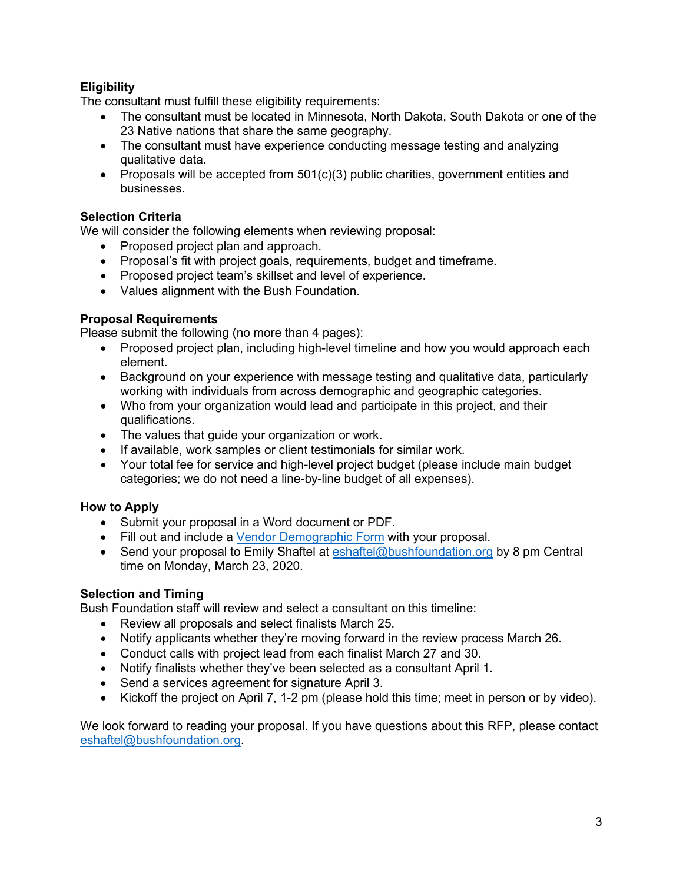**Eligibility**
The consultant must fulfill these eligibility requirements:

- The consultant must be located in Minnesota, North Dakota, South Dakota or one of the 23 Native nations that share the same geography.
- The consultant must have experience conducting message testing and analyzing qualitative data.
- Proposals will be accepted from 501(c)(3) public charities, government entities and businesses.

**Selection Criteria**
We will consider the following elements when reviewing proposal:

- Proposed project plan and approach.
- Proposal's fit with project goals, requirements, budget and timeframe.
- Proposed project team's skillset and level of experience.
- Values alignment with the Bush Foundation.

**Proposal Requirements**
Please submit the following (no more than 4 pages):

- Proposed project plan, including high-level timeline and how you would approach each element.
- Background on your experience with message testing and qualitative data, particularly working with individuals from across demographic and geographic categories.
- Who from your organization would lead and participate in this project, and their qualifications.
- The values that guide your organization or work.
- If available, work samples or client testimonials for similar work.
- Your total fee for service and high-level project budget (please include main budget categories; we do not need a line-by-line budget of all expenses).

**How to Apply**

- Submit your proposal in a Word document or PDF.
- Fill out and include a Vendor Demographic Form with your proposal.
- Send your proposal to Emily Shaftel at eshaftel@bushfoundation.org by 8 pm Central time on Monday, March 23, 2020.

**Selection and Timing**
Bush Foundation staff will review and select a consultant on this timeline:

- Review all proposals and select finalists March 25.
- Notify applicants whether they're moving forward in the review process March 26.
- Conduct calls with project lead from each finalist March 27 and 30.
- Notify finalists whether they've been selected as a consultant April 1.
- Send a services agreement for signature April 3.
- Kickoff the project on April 7, 1-2 pm (please hold this time; meet in person or by video).

We look forward to reading your proposal. If you have questions about this RFP, please contact eshaftel@bushfoundation.org.